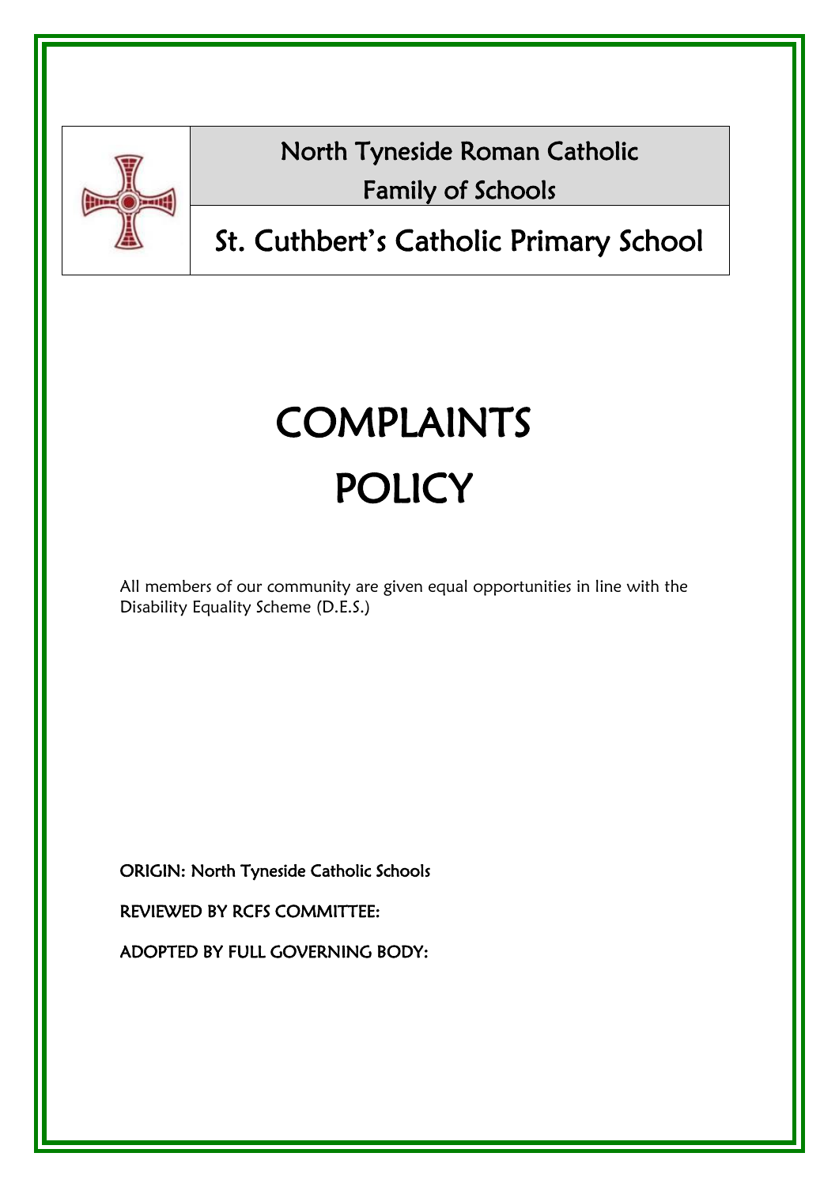North Tyneside Roman Catholic Family of Schools

St. Cuthbert's Catholic Primary School

# COMPLAINTS POLICY

All members of our community are given equal opportunities in line with the Disability Equality Scheme (D.E.S.)

ORIGIN: North Tyneside Catholic Schools

REVIEWED BY RCFS COMMITTEE:

ADOPTED BY FULL GOVERNING BODY: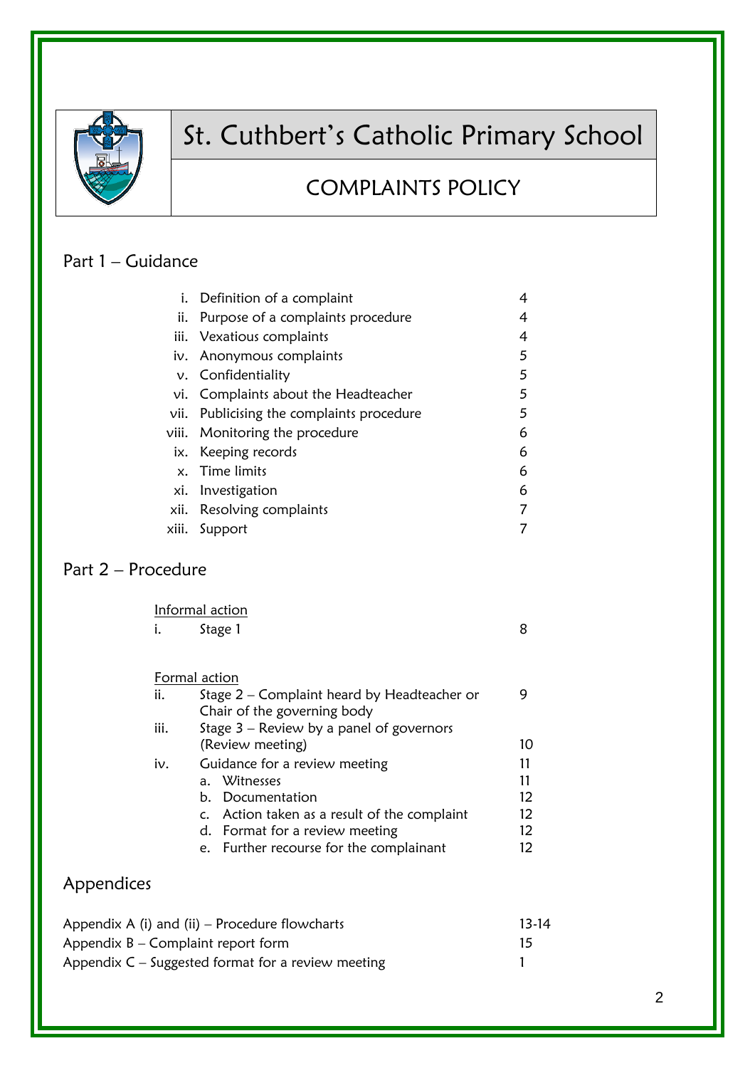# St. Cuthbert's Catholic Primary School

## COMPLAINTS POLICY

## Part 1 – Guidance

| | | |
|---|---|---|
| i. | Definition of a complaint | 4 |
| ii. | Purpose of a complaints procedure | 4 |
| iii. | Vexatious complaints | 4 |
| iv. | Anonymous complaints | 5 |
| v. | Confidentiality | 5 |
| vi. | Complaints about the Headteacher | 5 |
| vii. | Publicising the complaints procedure | 5 |
| viii. | Monitoring the procedure | 6 |
| ix. | Keeping records | 6 |
| x. | Time limits | 6 |
| xi. | Investigation | 6 |
| xii. | Resolving complaints | 7 |
| xiii. | Support | 7 |

## Part 2 – Procedure

Informal action

| | | |
|---|---|---|
| i. | Stage 1 | 8 |

Formal action

| | | |
|---|---|---|
| ii. | Stage 2 – Complaint heard by Headteacher or Chair of the governing body | 9 |
| iii. | Stage 3 – Review by a panel of governors (Review meeting) | 10 |
| iv. | Guidance for a review meeting | 11 |
| | a. Witnesses | 11 |
| | b. Documentation | 12 |
| | c. Action taken as a result of the complaint | 12 |
| | d. Format for a review meeting | 12 |
| | e. Further recourse for the complainant | 12 |

## Appendices

| | |
|---|---|
| Appendix A (i) and (ii) – Procedure flowcharts | 13-14 |
| Appendix B – Complaint report form | 15 |
| Appendix C – Suggested format for a review meeting | 1 |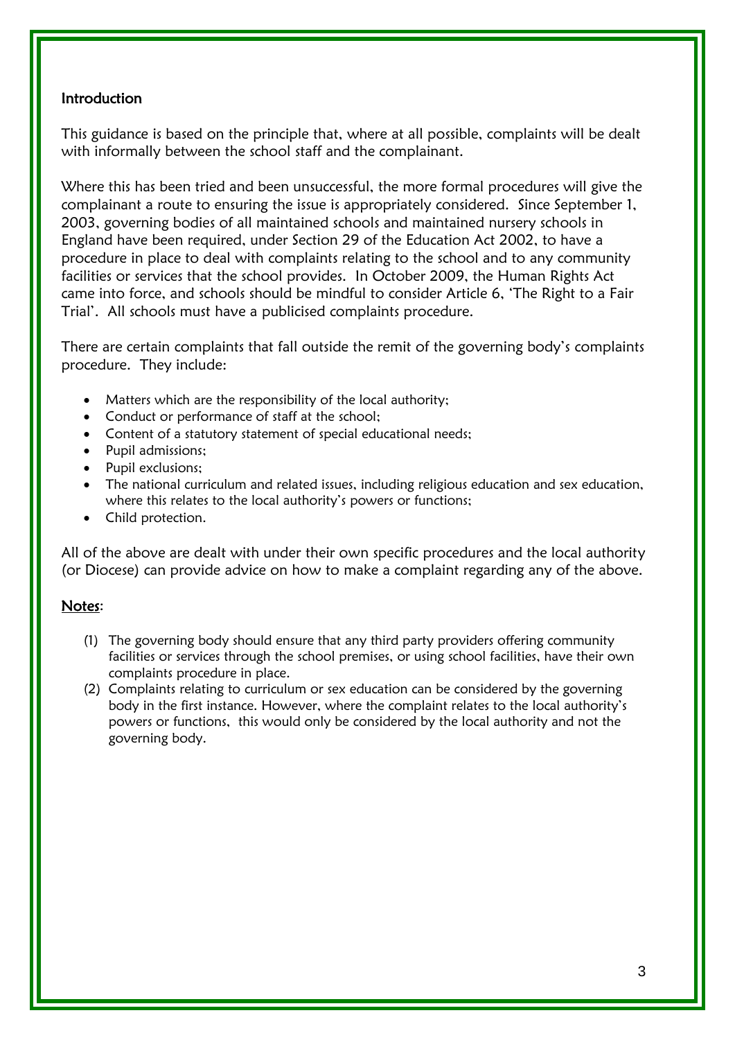## Introduction

This guidance is based on the principle that, where at all possible, complaints will be dealt with informally between the school staff and the complainant.

Where this has been tried and been unsuccessful, the more formal procedures will give the complainant a route to ensuring the issue is appropriately considered. Since September 1, 2003, governing bodies of all maintained schools and maintained nursery schools in England have been required, under Section 29 of the Education Act 2002, to have a procedure in place to deal with complaints relating to the school and to any community facilities or services that the school provides. In October 2009, the Human Rights Act came into force, and schools should be mindful to consider Article 6, 'The Right to a Fair Trial'. All schools must have a publicised complaints procedure.

There are certain complaints that fall outside the remit of the governing body's complaints procedure. They include:

- Matters which are the responsibility of the local authority;
- Conduct or performance of staff at the school;
- Content of a statutory statement of special educational needs;
- Pupil admissions;
- Pupil exclusions;
- The national curriculum and related issues, including religious education and sex education, where this relates to the local authority's powers or functions;
- Child protection.

All of the above are dealt with under their own specific procedures and the local authority (or Diocese) can provide advice on how to make a complaint regarding any of the above.

<u>Notes</u>:

(1) The governing body should ensure that any third party providers offering community facilities or services through the school premises, or using school facilities, have their own complaints procedure in place.

(2) Complaints relating to curriculum or sex education can be considered by the governing body in the first instance. However, where the complaint relates to the local authority's powers or functions, this would only be considered by the local authority and not the governing body.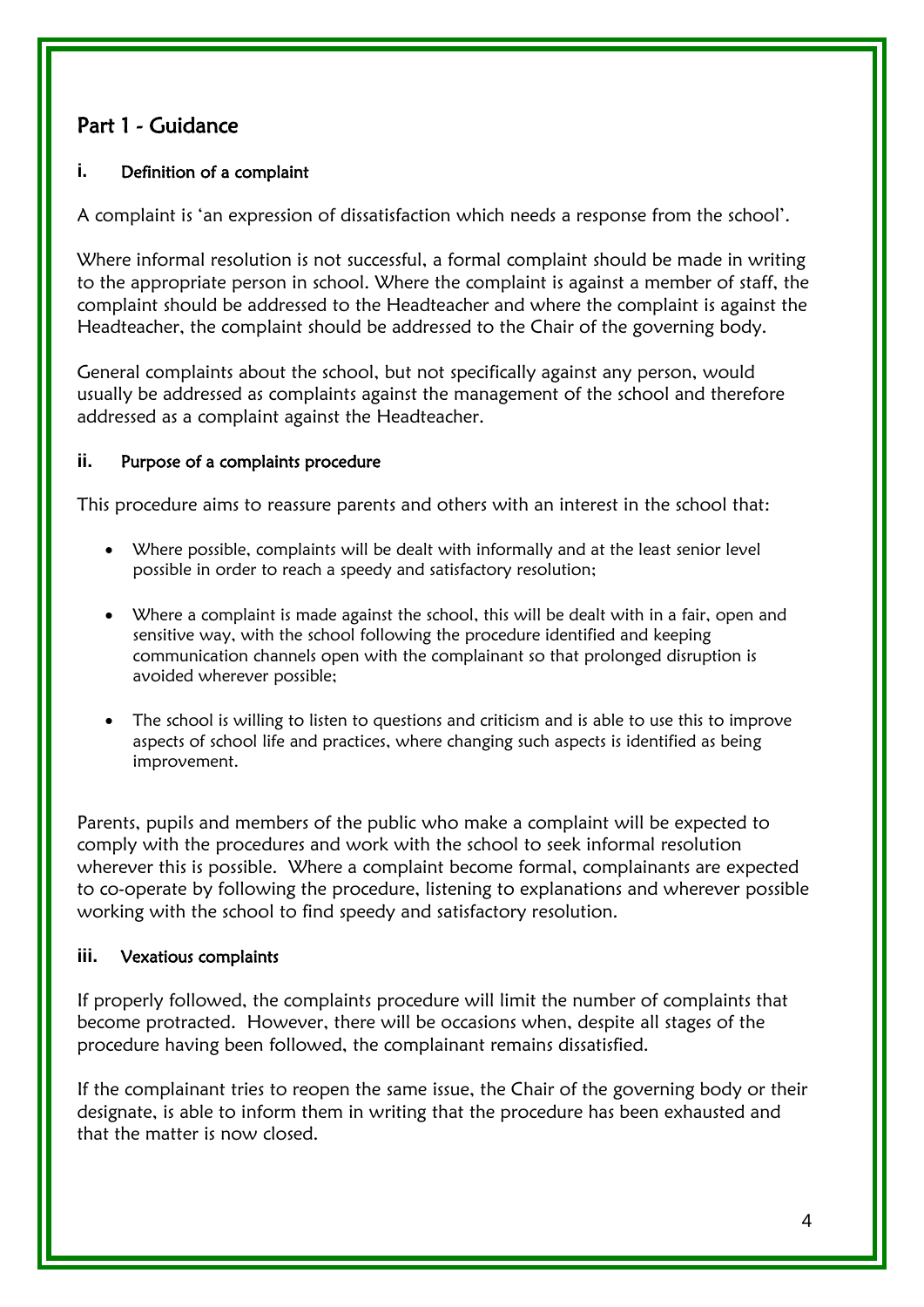## Part 1 - Guidance

### i. Definition of a complaint

A complaint is 'an expression of dissatisfaction which needs a response from the school'.

Where informal resolution is not successful, a formal complaint should be made in writing to the appropriate person in school. Where the complaint is against a member of staff, the complaint should be addressed to the Headteacher and where the complaint is against the Headteacher, the complaint should be addressed to the Chair of the governing body.

General complaints about the school, but not specifically against any person, would usually be addressed as complaints against the management of the school and therefore addressed as a complaint against the Headteacher.

### ii. Purpose of a complaints procedure

This procedure aims to reassure parents and others with an interest in the school that:

- Where possible, complaints will be dealt with informally and at the least senior level possible in order to reach a speedy and satisfactory resolution;

- Where a complaint is made against the school, this will be dealt with in a fair, open and sensitive way, with the school following the procedure identified and keeping communication channels open with the complainant so that prolonged disruption is avoided wherever possible;

- The school is willing to listen to questions and criticism and is able to use this to improve aspects of school life and practices, where changing such aspects is identified as being improvement.

Parents, pupils and members of the public who make a complaint will be expected to comply with the procedures and work with the school to seek informal resolution wherever this is possible. Where a complaint become formal, complainants are expected to co-operate by following the procedure, listening to explanations and wherever possible working with the school to find speedy and satisfactory resolution.

### iii. Vexatious complaints

If properly followed, the complaints procedure will limit the number of complaints that become protracted. However, there will be occasions when, despite all stages of the procedure having been followed, the complainant remains dissatisfied.

If the complainant tries to reopen the same issue, the Chair of the governing body or their designate, is able to inform them in writing that the procedure has been exhausted and that the matter is now closed.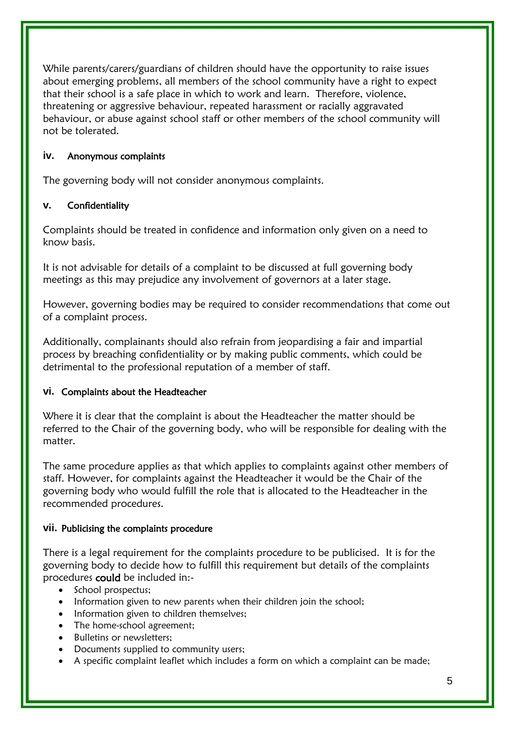While parents/carers/guardians of children should have the opportunity to raise issues about emerging problems, all members of the school community have a right to expect that their school is a safe place in which to work and learn. Therefore, violence, threatening or aggressive behaviour, repeated harassment or racially aggravated behaviour, or abuse against school staff or other members of the school community will not be tolerated.

### iv. Anonymous complaints

The governing body will not consider anonymous complaints.

### v. Confidentiality

Complaints should be treated in confidence and information only given on a need to know basis.

It is not advisable for details of a complaint to be discussed at full governing body meetings as this may prejudice any involvement of governors at a later stage.

However, governing bodies may be required to consider recommendations that come out of a complaint process.

Additionally, complainants should also refrain from jeopardising a fair and impartial process by breaching confidentiality or by making public comments, which could be detrimental to the professional reputation of a member of staff.

### vi. Complaints about the Headteacher

Where it is clear that the complaint is about the Headteacher the matter should be referred to the Chair of the governing body, who will be responsible for dealing with the matter.

The same procedure applies as that which applies to complaints against other members of staff. However, for complaints against the Headteacher it would be the Chair of the governing body who would fulfill the role that is allocated to the Headteacher in the recommended procedures.

### vii. Publicising the complaints procedure

There is a legal requirement for the complaints procedure to be publicised. It is for the governing body to decide how to fulfill this requirement but details of the complaints procedures **could** be included in:-

- School prospectus;
- Information given to new parents when their children join the school;
- Information given to children themselves;
- The home-school agreement;
- Bulletins or newsletters;
- Documents supplied to community users;
- A specific complaint leaflet which includes a form on which a complaint can be made;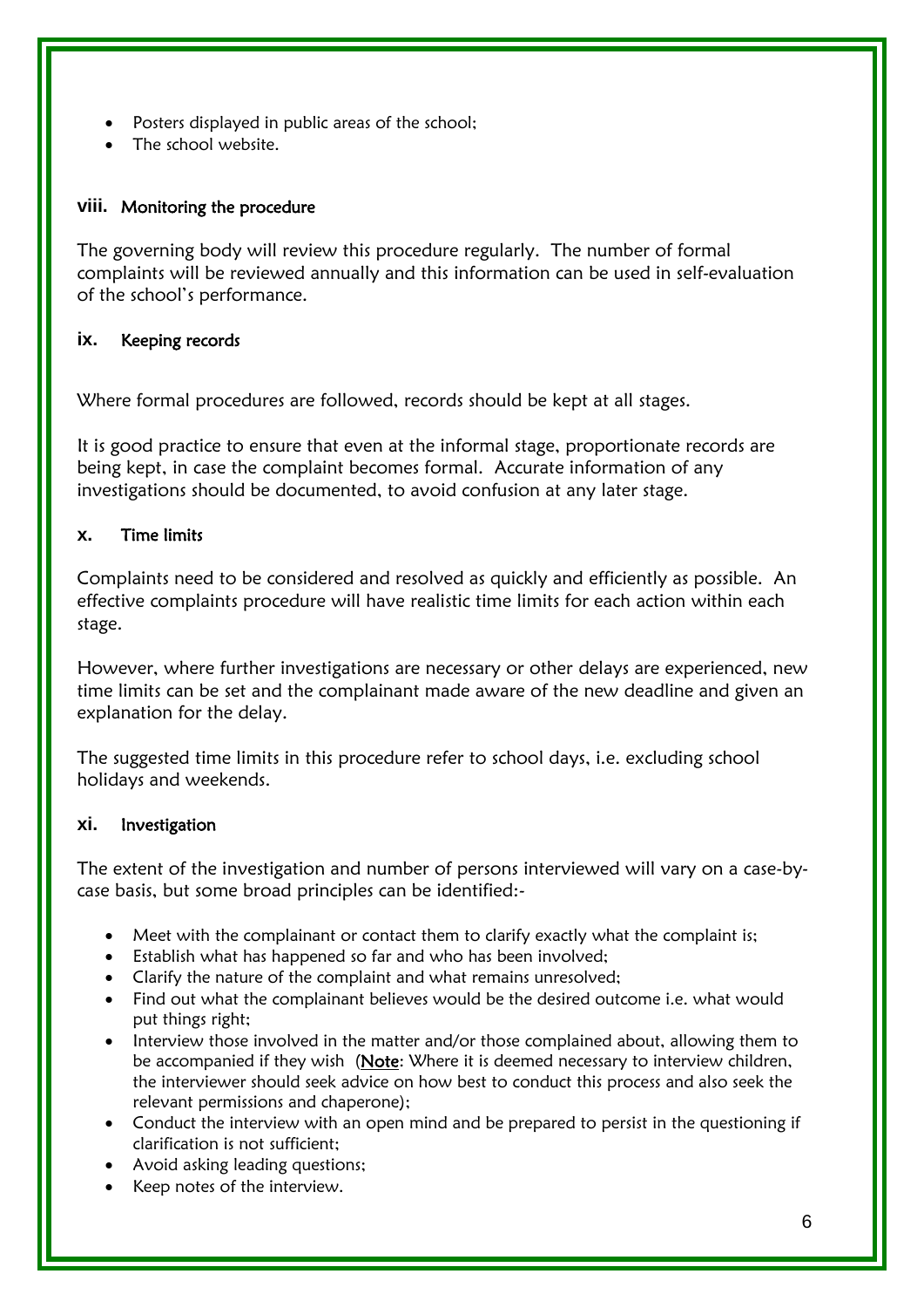- Posters displayed in public areas of the school;
- The school website.

### viii. Monitoring the procedure

The governing body will review this procedure regularly. The number of formal complaints will be reviewed annually and this information can be used in self-evaluation of the school's performance.

### ix. Keeping records

Where formal procedures are followed, records should be kept at all stages.

It is good practice to ensure that even at the informal stage, proportionate records are being kept, in case the complaint becomes formal. Accurate information of any investigations should be documented, to avoid confusion at any later stage.

### x. Time limits

Complaints need to be considered and resolved as quickly and efficiently as possible. An effective complaints procedure will have realistic time limits for each action within each stage.

However, where further investigations are necessary or other delays are experienced, new time limits can be set and the complainant made aware of the new deadline and given an explanation for the delay.

The suggested time limits in this procedure refer to school days, i.e. excluding school holidays and weekends.

### xi. Investigation

The extent of the investigation and number of persons interviewed will vary on a case-by-case basis, but some broad principles can be identified:-

- Meet with the complainant or contact them to clarify exactly what the complaint is;
- Establish what has happened so far and who has been involved;
- Clarify the nature of the complaint and what remains unresolved;
- Find out what the complainant believes would be the desired outcome i.e. what would put things right;
- Interview those involved in the matter and/or those complained about, allowing them to be accompanied if they wish (**Note**: Where it is deemed necessary to interview children, the interviewer should seek advice on how best to conduct this process and also seek the relevant permissions and chaperone);
- Conduct the interview with an open mind and be prepared to persist in the questioning if clarification is not sufficient;
- Avoid asking leading questions;
- Keep notes of the interview.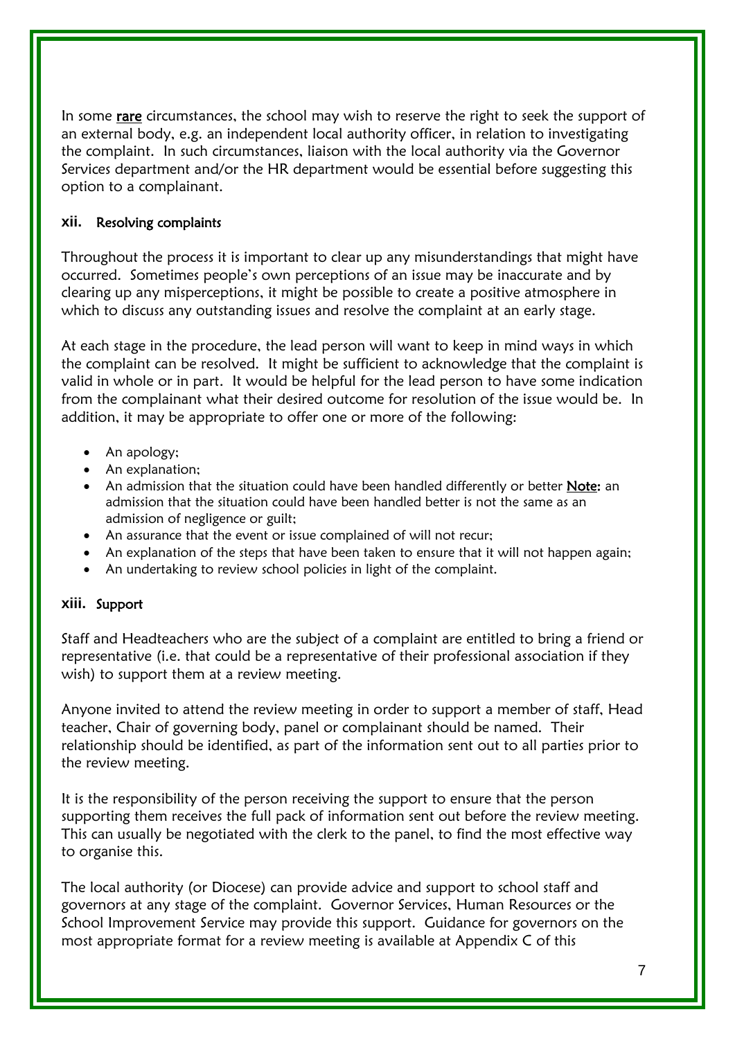In some <u>rare</u> circumstances, the school may wish to reserve the right to seek the support of an external body, e.g. an independent local authority officer, in relation to investigating the complaint. In such circumstances, liaison with the local authority via the Governor Services department and/or the HR department would be essential before suggesting this option to a complainant.

### xii. Resolving complaints

Throughout the process it is important to clear up any misunderstandings that might have occurred. Sometimes people's own perceptions of an issue may be inaccurate and by clearing up any misperceptions, it might be possible to create a positive atmosphere in which to discuss any outstanding issues and resolve the complaint at an early stage.

At each stage in the procedure, the lead person will want to keep in mind ways in which the complaint can be resolved. It might be sufficient to acknowledge that the complaint is valid in whole or in part. It would be helpful for the lead person to have some indication from the complainant what their desired outcome for resolution of the issue would be. In addition, it may be appropriate to offer one or more of the following:

- An apology;
- An explanation;
- An admission that the situation could have been handled differently or better <u>**Note:**</u> an admission that the situation could have been handled better is not the same as an admission of negligence or guilt;
- An assurance that the event or issue complained of will not recur;
- An explanation of the steps that have been taken to ensure that it will not happen again;
- An undertaking to review school policies in light of the complaint.

### xiii. Support

Staff and Headteachers who are the subject of a complaint are entitled to bring a friend or representative (i.e. that could be a representative of their professional association if they wish) to support them at a review meeting.

Anyone invited to attend the review meeting in order to support a member of staff, Head teacher, Chair of governing body, panel or complainant should be named. Their relationship should be identified, as part of the information sent out to all parties prior to the review meeting.

It is the responsibility of the person receiving the support to ensure that the person supporting them receives the full pack of information sent out before the review meeting. This can usually be negotiated with the clerk to the panel, to find the most effective way to organise this.

The local authority (or Diocese) can provide advice and support to school staff and governors at any stage of the complaint. Governor Services, Human Resources or the School Improvement Service may provide this support. Guidance for governors on the most appropriate format for a review meeting is available at Appendix C of this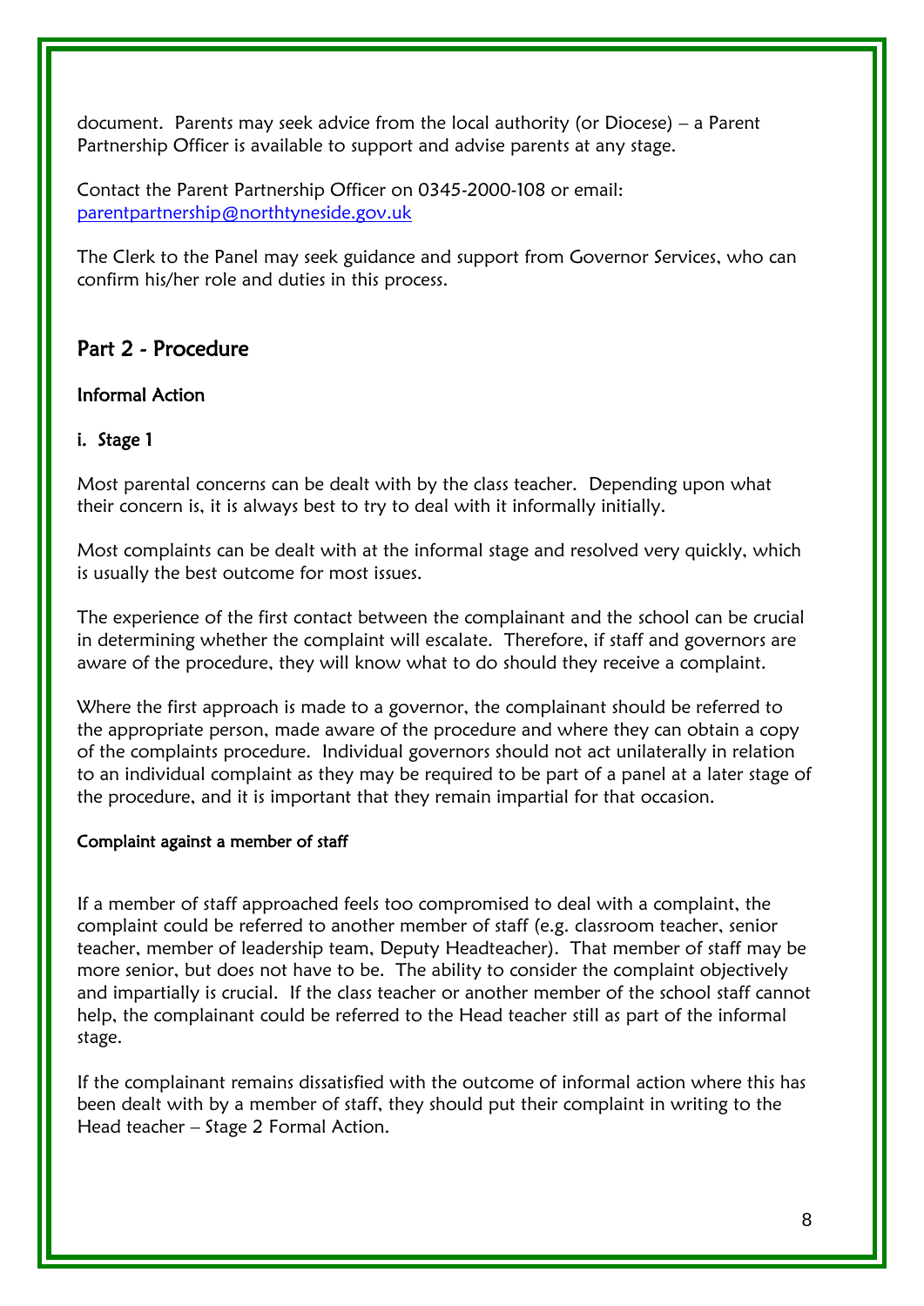document. Parents may seek advice from the local authority (or Diocese) – a Parent Partnership Officer is available to support and advise parents at any stage.

Contact the Parent Partnership Officer on 0345-2000-108 or email: [parentpartnership@northtyneside.gov.uk](mailto:parentpartnership@northtyneside.gov.uk)

The Clerk to the Panel may seek guidance and support from Governor Services, who can confirm his/her role and duties in this process.

## Part 2 - Procedure

### Informal Action

#### i. Stage 1

Most parental concerns can be dealt with by the class teacher. Depending upon what their concern is, it is always best to try to deal with it informally initially.

Most complaints can be dealt with at the informal stage and resolved very quickly, which is usually the best outcome for most issues.

The experience of the first contact between the complainant and the school can be crucial in determining whether the complaint will escalate. Therefore, if staff and governors are aware of the procedure, they will know what to do should they receive a complaint.

Where the first approach is made to a governor, the complainant should be referred to the appropriate person, made aware of the procedure and where they can obtain a copy of the complaints procedure. Individual governors should not act unilaterally in relation to an individual complaint as they may be required to be part of a panel at a later stage of the procedure, and it is important that they remain impartial for that occasion.

#### Complaint against a member of staff

If a member of staff approached feels too compromised to deal with a complaint, the complaint could be referred to another member of staff (e.g. classroom teacher, senior teacher, member of leadership team, Deputy Headteacher). That member of staff may be more senior, but does not have to be. The ability to consider the complaint objectively and impartially is crucial. If the class teacher or another member of the school staff cannot help, the complainant could be referred to the Head teacher still as part of the informal stage.

If the complainant remains dissatisfied with the outcome of informal action where this has been dealt with by a member of staff, they should put their complaint in writing to the Head teacher – Stage 2 Formal Action.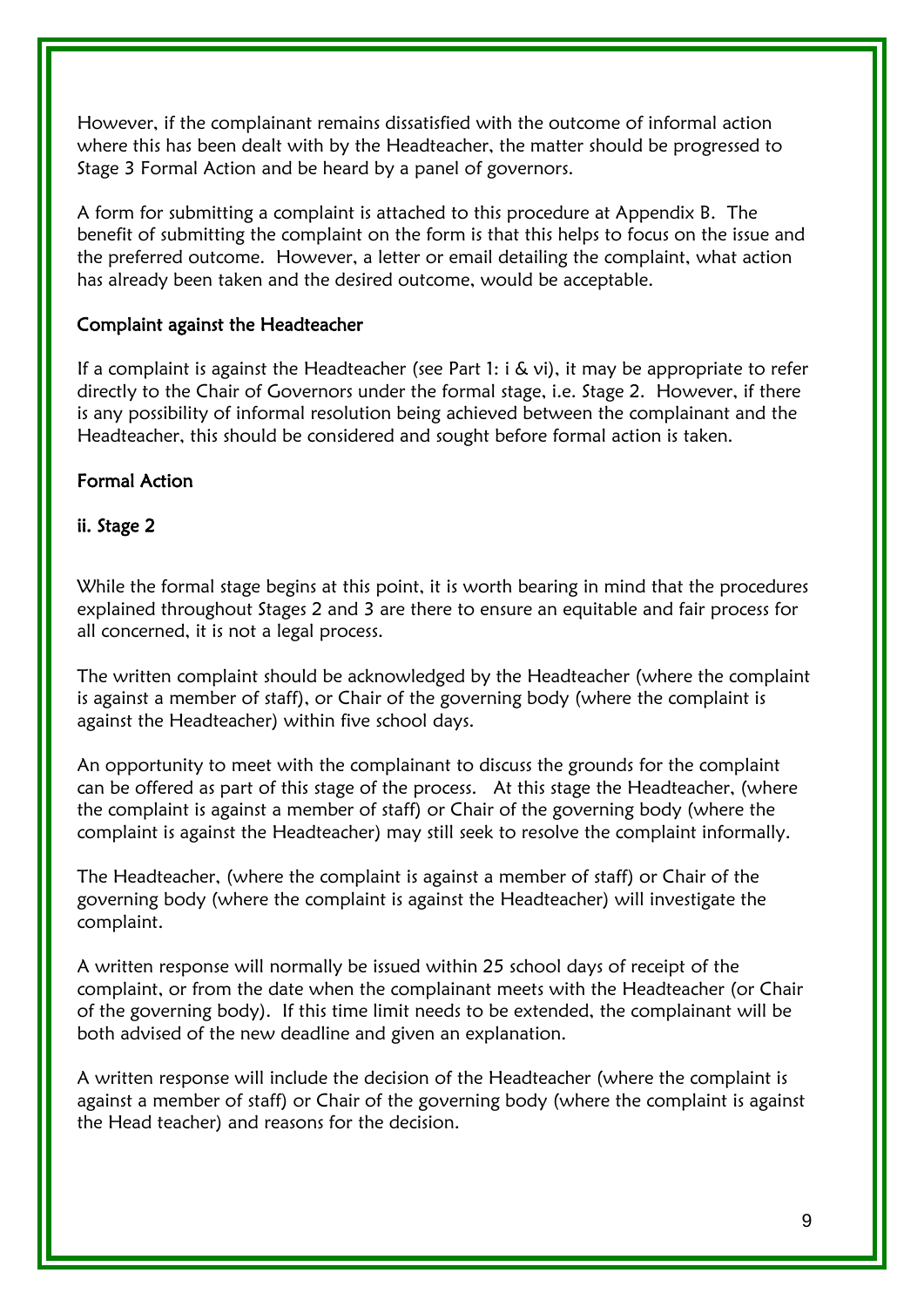However, if the complainant remains dissatisfied with the outcome of informal action where this has been dealt with by the Headteacher, the matter should be progressed to Stage 3 Formal Action and be heard by a panel of governors.

A form for submitting a complaint is attached to this procedure at Appendix B. The benefit of submitting the complaint on the form is that this helps to focus on the issue and the preferred outcome. However, a letter or email detailing the complaint, what action has already been taken and the desired outcome, would be acceptable.

### Complaint against the Headteacher

If a complaint is against the Headteacher (see Part 1: i & vi), it may be appropriate to refer directly to the Chair of Governors under the formal stage, i.e. Stage 2. However, if there is any possibility of informal resolution being achieved between the complainant and the Headteacher, this should be considered and sought before formal action is taken.

### Formal Action

### ii. Stage 2

While the formal stage begins at this point, it is worth bearing in mind that the procedures explained throughout Stages 2 and 3 are there to ensure an equitable and fair process for all concerned, it is not a legal process.

The written complaint should be acknowledged by the Headteacher (where the complaint is against a member of staff), or Chair of the governing body (where the complaint is against the Headteacher) within five school days.

An opportunity to meet with the complainant to discuss the grounds for the complaint can be offered as part of this stage of the process. At this stage the Headteacher, (where the complaint is against a member of staff) or Chair of the governing body (where the complaint is against the Headteacher) may still seek to resolve the complaint informally.

The Headteacher, (where the complaint is against a member of staff) or Chair of the governing body (where the complaint is against the Headteacher) will investigate the complaint.

A written response will normally be issued within 25 school days of receipt of the complaint, or from the date when the complainant meets with the Headteacher (or Chair of the governing body). If this time limit needs to be extended, the complainant will be both advised of the new deadline and given an explanation.

A written response will include the decision of the Headteacher (where the complaint is against a member of staff) or Chair of the governing body (where the complaint is against the Head teacher) and reasons for the decision.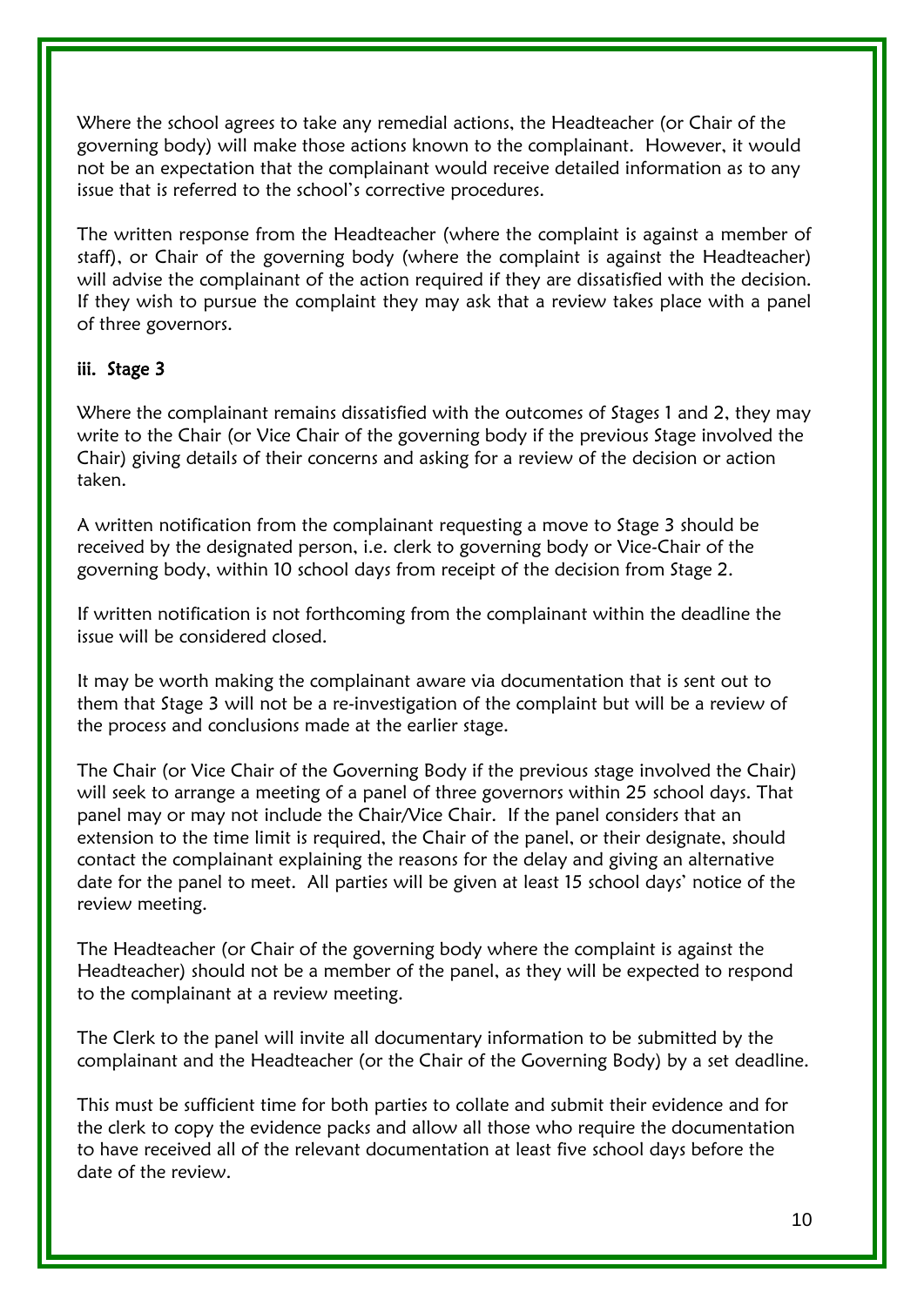Where the school agrees to take any remedial actions, the Headteacher (or Chair of the governing body) will make those actions known to the complainant. However, it would not be an expectation that the complainant would receive detailed information as to any issue that is referred to the school's corrective procedures.

The written response from the Headteacher (where the complaint is against a member of staff), or Chair of the governing body (where the complaint is against the Headteacher) will advise the complainant of the action required if they are dissatisfied with the decision. If they wish to pursue the complaint they may ask that a review takes place with a panel of three governors.

### iii. Stage 3

Where the complainant remains dissatisfied with the outcomes of Stages 1 and 2, they may write to the Chair (or Vice Chair of the governing body if the previous Stage involved the Chair) giving details of their concerns and asking for a review of the decision or action taken.

A written notification from the complainant requesting a move to Stage 3 should be received by the designated person, i.e. clerk to governing body or Vice-Chair of the governing body, within 10 school days from receipt of the decision from Stage 2.

If written notification is not forthcoming from the complainant within the deadline the issue will be considered closed.

It may be worth making the complainant aware via documentation that is sent out to them that Stage 3 will not be a re-investigation of the complaint but will be a review of the process and conclusions made at the earlier stage.

The Chair (or Vice Chair of the Governing Body if the previous stage involved the Chair) will seek to arrange a meeting of a panel of three governors within 25 school days. That panel may or may not include the Chair/Vice Chair. If the panel considers that an extension to the time limit is required, the Chair of the panel, or their designate, should contact the complainant explaining the reasons for the delay and giving an alternative date for the panel to meet. All parties will be given at least 15 school days' notice of the review meeting.

The Headteacher (or Chair of the governing body where the complaint is against the Headteacher) should not be a member of the panel, as they will be expected to respond to the complainant at a review meeting.

The Clerk to the panel will invite all documentary information to be submitted by the complainant and the Headteacher (or the Chair of the Governing Body) by a set deadline.

This must be sufficient time for both parties to collate and submit their evidence and for the clerk to copy the evidence packs and allow all those who require the documentation to have received all of the relevant documentation at least five school days before the date of the review.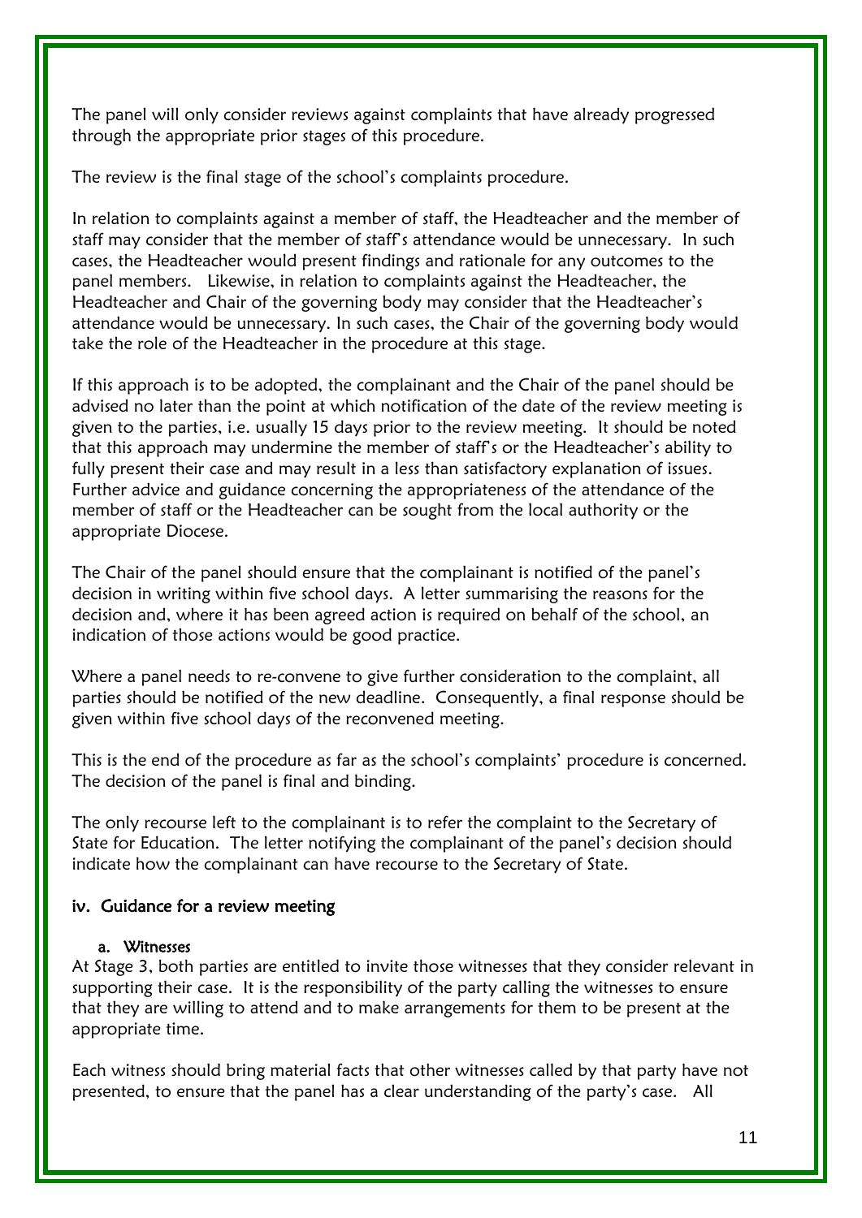The panel will only consider reviews against complaints that have already progressed through the appropriate prior stages of this procedure.

The review is the final stage of the school's complaints procedure.

In relation to complaints against a member of staff, the Headteacher and the member of staff may consider that the member of staff's attendance would be unnecessary. In such cases, the Headteacher would present findings and rationale for any outcomes to the panel members. Likewise, in relation to complaints against the Headteacher, the Headteacher and Chair of the governing body may consider that the Headteacher's attendance would be unnecessary. In such cases, the Chair of the governing body would take the role of the Headteacher in the procedure at this stage.

If this approach is to be adopted, the complainant and the Chair of the panel should be advised no later than the point at which notification of the date of the review meeting is given to the parties, i.e. usually 15 days prior to the review meeting. It should be noted that this approach may undermine the member of staff's or the Headteacher's ability to fully present their case and may result in a less than satisfactory explanation of issues. Further advice and guidance concerning the appropriateness of the attendance of the member of staff or the Headteacher can be sought from the local authority or the appropriate Diocese.

The Chair of the panel should ensure that the complainant is notified of the panel's decision in writing within five school days. A letter summarising the reasons for the decision and, where it has been agreed action is required on behalf of the school, an indication of those actions would be good practice.

Where a panel needs to re-convene to give further consideration to the complaint, all parties should be notified of the new deadline. Consequently, a final response should be given within five school days of the reconvened meeting.

This is the end of the procedure as far as the school's complaints' procedure is concerned. The decision of the panel is final and binding.

The only recourse left to the complainant is to refer the complaint to the Secretary of State for Education. The letter notifying the complainant of the panel's decision should indicate how the complainant can have recourse to the Secretary of State.

## iv. Guidance for a review meeting

### a. Witnesses

At Stage 3, both parties are entitled to invite those witnesses that they consider relevant in supporting their case. It is the responsibility of the party calling the witnesses to ensure that they are willing to attend and to make arrangements for them to be present at the appropriate time.

Each witness should bring material facts that other witnesses called by that party have not presented, to ensure that the panel has a clear understanding of the party's case. All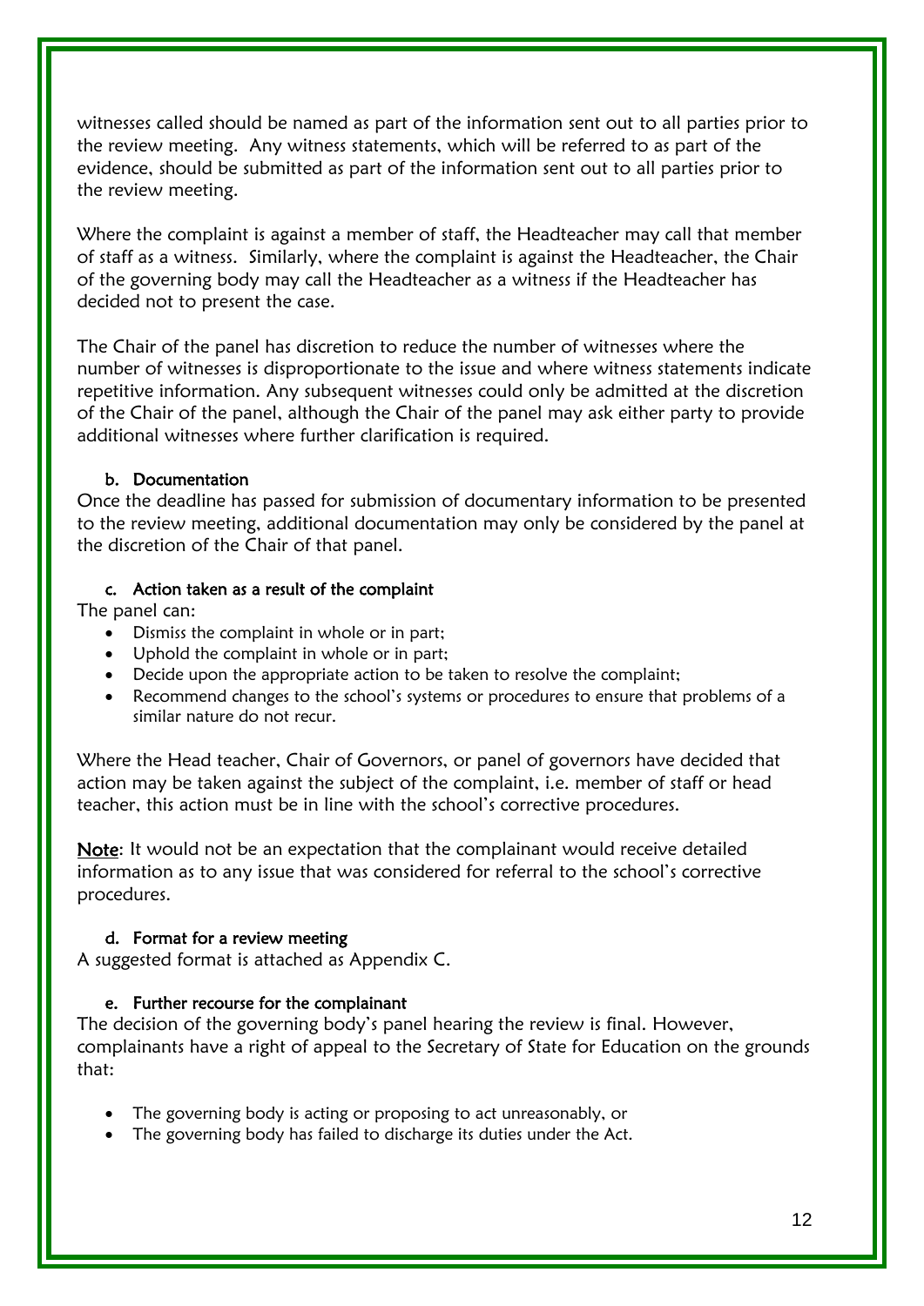witnesses called should be named as part of the information sent out to all parties prior to the review meeting. Any witness statements, which will be referred to as part of the evidence, should be submitted as part of the information sent out to all parties prior to the review meeting.

Where the complaint is against a member of staff, the Headteacher may call that member of staff as a witness. Similarly, where the complaint is against the Headteacher, the Chair of the governing body may call the Headteacher as a witness if the Headteacher has decided not to present the case.

The Chair of the panel has discretion to reduce the number of witnesses where the number of witnesses is disproportionate to the issue and where witness statements indicate repetitive information. Any subsequent witnesses could only be admitted at the discretion of the Chair of the panel, although the Chair of the panel may ask either party to provide additional witnesses where further clarification is required.

### b. Documentation

Once the deadline has passed for submission of documentary information to be presented to the review meeting, additional documentation may only be considered by the panel at the discretion of the Chair of that panel.

### c. Action taken as a result of the complaint

The panel can:

- Dismiss the complaint in whole or in part;
- Uphold the complaint in whole or in part;
- Decide upon the appropriate action to be taken to resolve the complaint;
- Recommend changes to the school's systems or procedures to ensure that problems of a similar nature do not recur.

Where the Head teacher, Chair of Governors, or panel of governors have decided that action may be taken against the subject of the complaint, i.e. member of staff or head teacher, this action must be in line with the school's corrective procedures.

<u>**Note**</u>: It would not be an expectation that the complainant would receive detailed information as to any issue that was considered for referral to the school's corrective procedures.

### d. Format for a review meeting

A suggested format is attached as Appendix C.

### e. Further recourse for the complainant

The decision of the governing body's panel hearing the review is final. However, complainants have a right of appeal to the Secretary of State for Education on the grounds that:

- The governing body is acting or proposing to act unreasonably, or
- The governing body has failed to discharge its duties under the Act.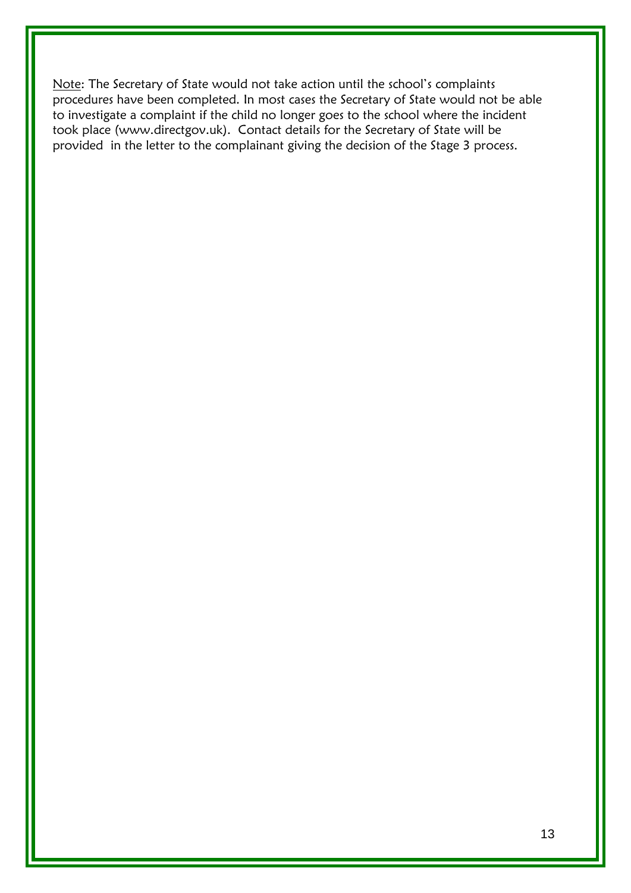<u>Note</u>: The Secretary of State would not take action until the school's complaints procedures have been completed. In most cases the Secretary of State would not be able to investigate a complaint if the child no longer goes to the school where the incident took place (www.directgov.uk). Contact details for the Secretary of State will be provided in the letter to the complainant giving the decision of the Stage 3 process.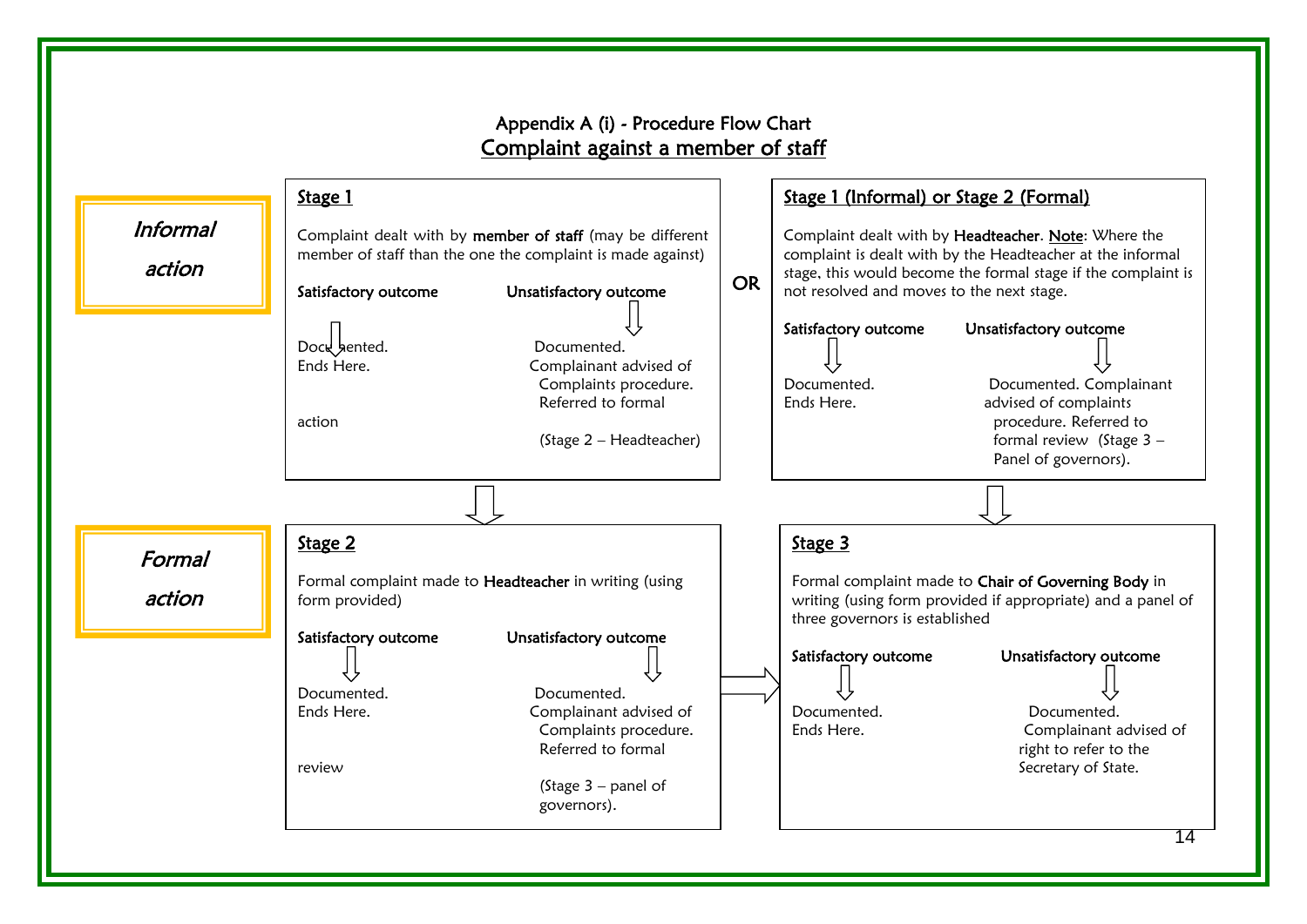# Appendix A (i) - Procedure Flow Chart

## Complaint against a member of staff

### *Informal action*

**Stage 1**

Complaint dealt with by **member of staff** (may be different member of staff than the one the complaint is made against)

- **Satisfactory outcome** ⇩ Documented. Ends Here.
- **Unsatisfactory outcome** ⇩ Documented. Complainant advised of Complaints procedure. Referred to formal action (Stage 2 – Headteacher)

**OR**

**Stage 1 (Informal) or Stage 2 (Formal)**

Complaint dealt with by **Headteacher**. Note: Where the complaint is dealt with by the Headteacher at the informal stage, this would become the formal stage if the complaint is not resolved and moves to the next stage.

- **Satisfactory outcome** ⇩ Documented. Ends Here.
- **Unsatisfactory outcome** ⇩ Documented. Complainant advised of complaints procedure. Referred to formal review (Stage 3 – Panel of governors).

### *Formal action*

**Stage 2**

Formal complaint made to **Headteacher** in writing (using form provided)

- **Satisfactory outcome** ⇩ Documented. Ends Here.
- **Unsatisfactory outcome** ⇩ Documented. Complainant advised of Complaints procedure. Referred to formal review (Stage 3 – panel of governors).

⇨

**Stage 3**

Formal complaint made to **Chair of Governing Body** in writing (using form provided if appropriate) and a panel of three governors is established

- **Satisfactory outcome** ⇩ Documented. Ends Here.
- **Unsatisfactory outcome** ⇩ Documented. Complainant advised of right to refer to the Secretary of State.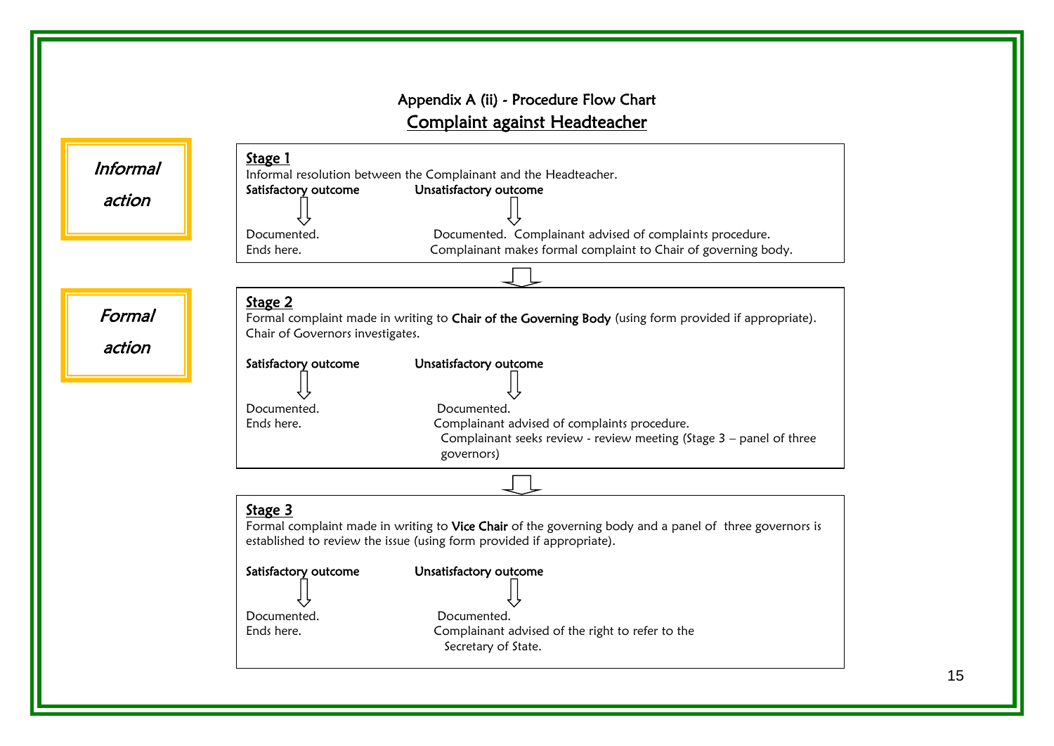## Appendix A (ii) - Procedure Flow Chart

## Complaint against Headteacher

*Informal action*

**Stage 1**

Informal resolution between the Complainant and the Headteacher.

**Satisfactory outcome**

↓

Documented.
Ends here.

**Unsatisfactory outcome**

↓

Documented. Complainant advised of complaints procedure.
Complainant makes formal complaint to Chair of governing body.

↓

*Formal action*

**Stage 2**

Formal complaint made in writing to **Chair of the Governing Body** (using form provided if appropriate).
Chair of Governors investigates.

**Satisfactory outcome**

↓

Documented.
Ends here.

**Unsatisfactory outcome**

↓

Documented.
Complainant advised of complaints procedure.
Complainant seeks review - review meeting (Stage 3 – panel of three governors)

↓

**Stage 3**

Formal complaint made in writing to **Vice Chair** of the governing body and a panel of three governors is established to review the issue (using form provided if appropriate).

**Satisfactory outcome**

↓

Documented.
Ends here.

**Unsatisfactory outcome**

↓

Documented.
Complainant advised of the right to refer to the Secretary of State.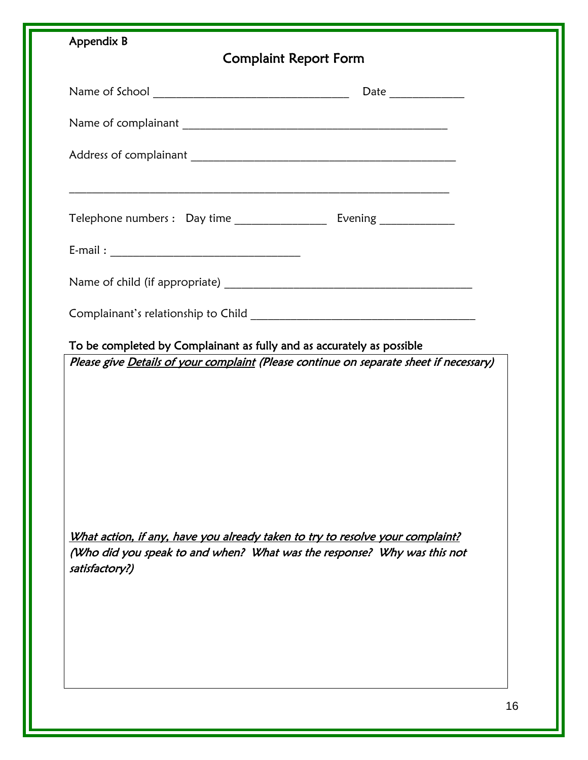Appendix B

# Complaint Report Form

Name of School ________________________________ Date ____________

Name of complainant ____________________________________________

Address of complainant ____________________________________________

________________________________________________________________

Telephone numbers : Day time _______________ Evening ____________

E-mail : ______________________________

Name of child (if appropriate) ________________________________________

Complainant's relationship to Child ____________________________________

**To be completed by Complainant as fully and as accurately as possible**

*Please give* *Details of your complaint* *(Please continue on separate sheet if necessary)*

*What action, if any, have you already taken to try to resolve your complaint?*
*(Who did you speak to and when? What was the response? Why was this not satisfactory?)*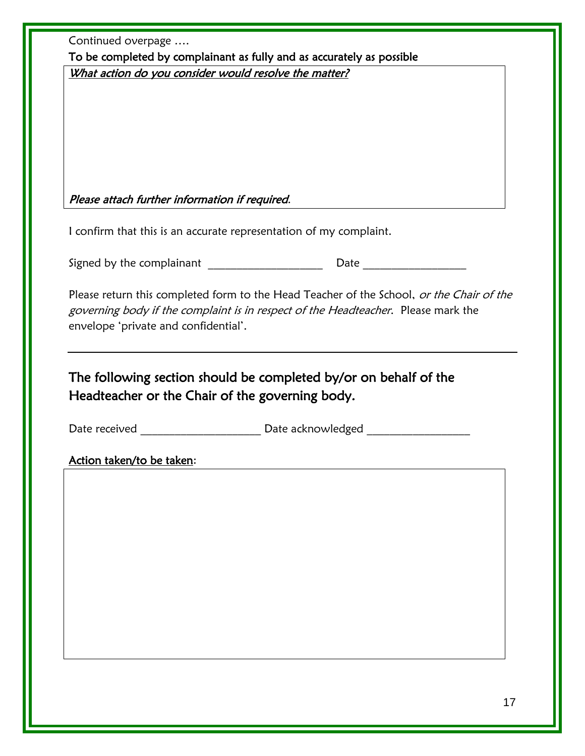Continued overpage ….

**To be completed by complainant as fully and as accurately as possible**

| *What action do you consider would resolve the matter?*<br><br><br><br><br><br><br>*Please attach further information if required.* |
|---|

I confirm that this is an accurate representation of my complaint.

Signed by the complainant ____________________ Date __________________

Please return this completed form to the Head Teacher of the School, *or the Chair of the governing body if the complaint is in respect of the Headteacher*. Please mark the envelope 'private and confidential'.

---

## The following section should be completed by/or on behalf of the Headteacher or the Chair of the governing body.

Date received _____________________ Date acknowledged __________________

Action taken/to be taken:

| <br><br><br><br><br><br><br><br><br> |
|---|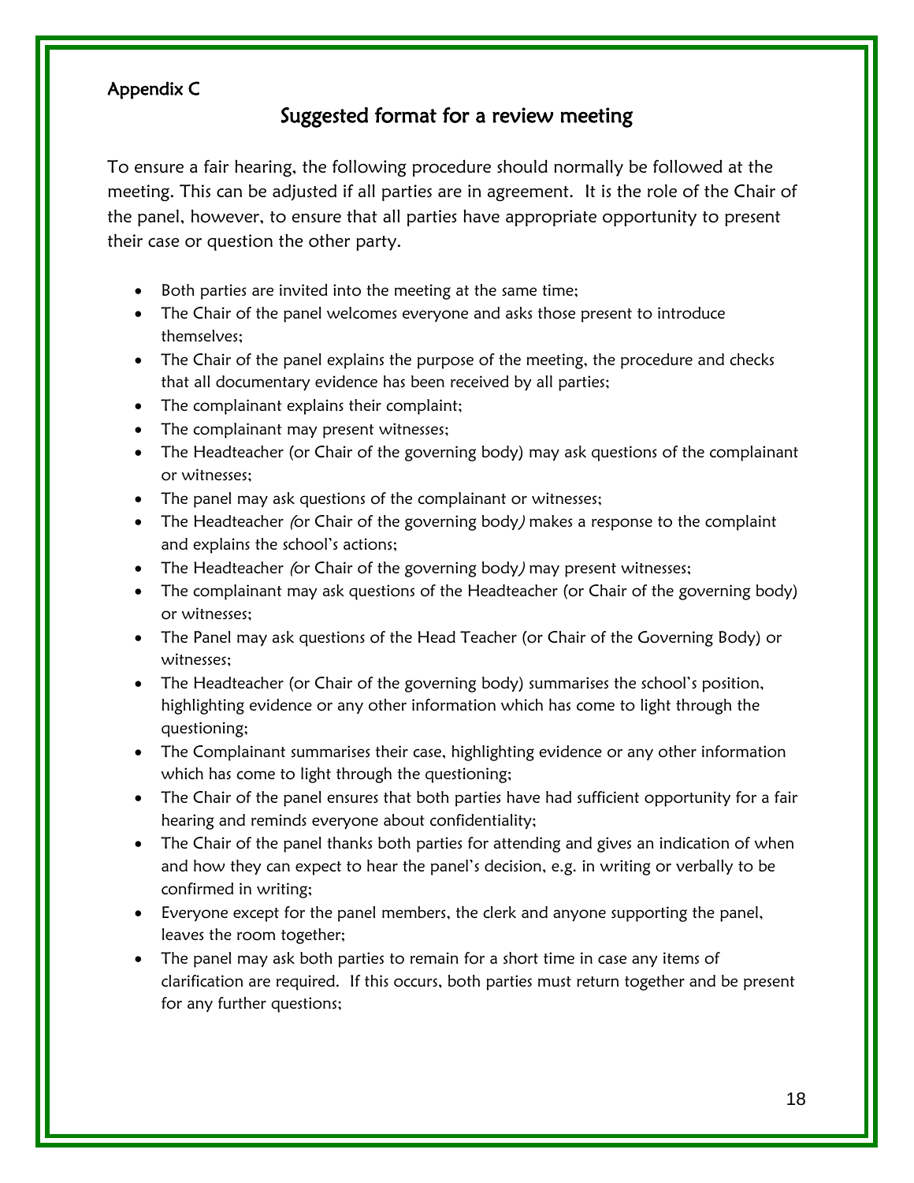Appendix C

## Suggested format for a review meeting

To ensure a fair hearing, the following procedure should normally be followed at the meeting. This can be adjusted if all parties are in agreement. It is the role of the Chair of the panel, however, to ensure that all parties have appropriate opportunity to present their case or question the other party.

- Both parties are invited into the meeting at the same time;
- The Chair of the panel welcomes everyone and asks those present to introduce themselves;
- The Chair of the panel explains the purpose of the meeting, the procedure and checks that all documentary evidence has been received by all parties;
- The complainant explains their complaint;
- The complainant may present witnesses;
- The Headteacher (or Chair of the governing body) may ask questions of the complainant or witnesses;
- The panel may ask questions of the complainant or witnesses;
- The Headteacher *(*or Chair of the governing body*)* makes a response to the complaint and explains the school's actions;
- The Headteacher *(*or Chair of the governing body*)* may present witnesses;
- The complainant may ask questions of the Headteacher (or Chair of the governing body) or witnesses;
- The Panel may ask questions of the Head Teacher (or Chair of the Governing Body) or witnesses;
- The Headteacher (or Chair of the governing body) summarises the school's position, highlighting evidence or any other information which has come to light through the questioning;
- The Complainant summarises their case, highlighting evidence or any other information which has come to light through the questioning;
- The Chair of the panel ensures that both parties have had sufficient opportunity for a fair hearing and reminds everyone about confidentiality;
- The Chair of the panel thanks both parties for attending and gives an indication of when and how they can expect to hear the panel's decision, e.g. in writing or verbally to be confirmed in writing;
- Everyone except for the panel members, the clerk and anyone supporting the panel, leaves the room together;
- The panel may ask both parties to remain for a short time in case any items of clarification are required. If this occurs, both parties must return together and be present for any further questions;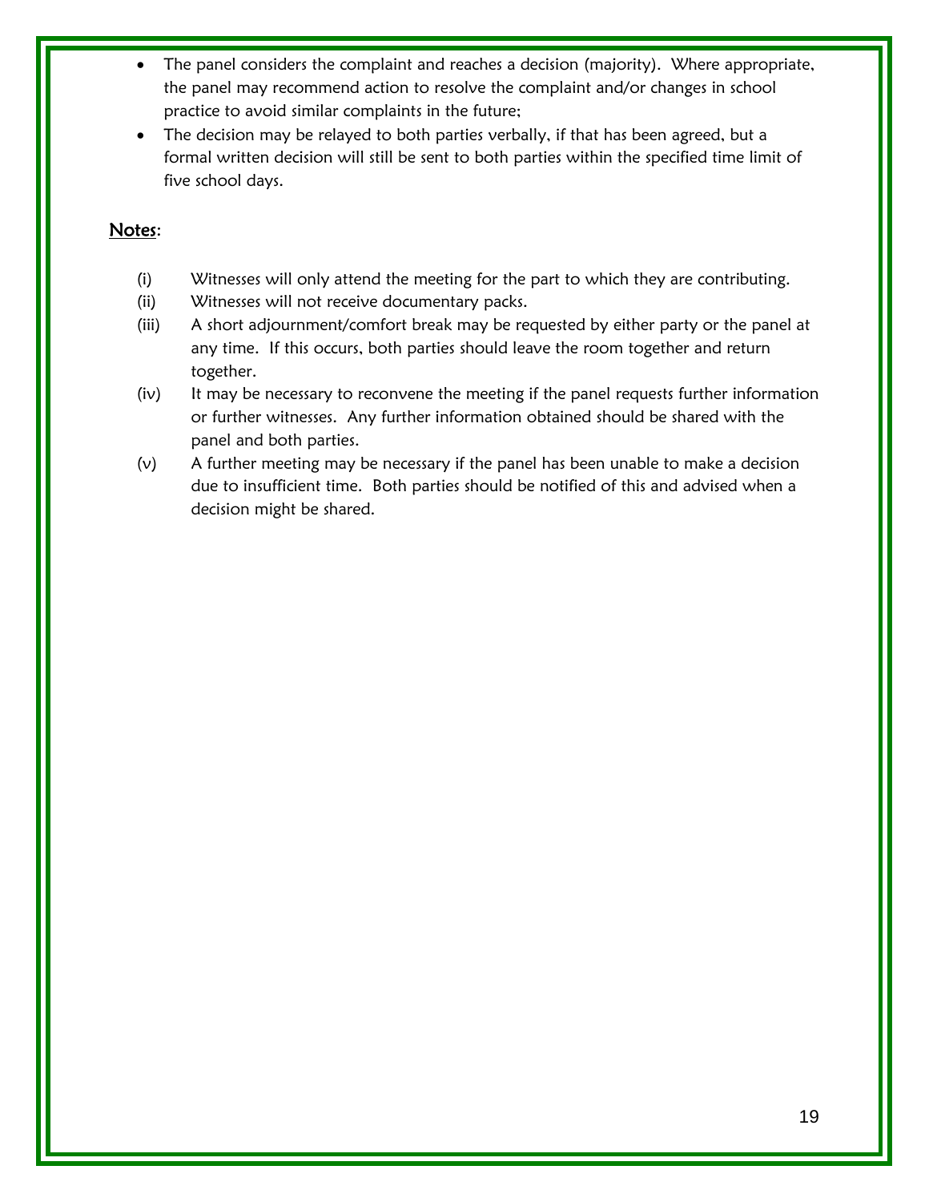- The panel considers the complaint and reaches a decision (majority). Where appropriate, the panel may recommend action to resolve the complaint and/or changes in school practice to avoid similar complaints in the future;
- The decision may be relayed to both parties verbally, if that has been agreed, but a formal written decision will still be sent to both parties within the specified time limit of five school days.

<u>Notes</u>:

(i) Witnesses will only attend the meeting for the part to which they are contributing.

(ii) Witnesses will not receive documentary packs.

(iii) A short adjournment/comfort break may be requested by either party or the panel at any time. If this occurs, both parties should leave the room together and return together.

(iv) It may be necessary to reconvene the meeting if the panel requests further information or further witnesses. Any further information obtained should be shared with the panel and both parties.

(v) A further meeting may be necessary if the panel has been unable to make a decision due to insufficient time. Both parties should be notified of this and advised when a decision might be shared.